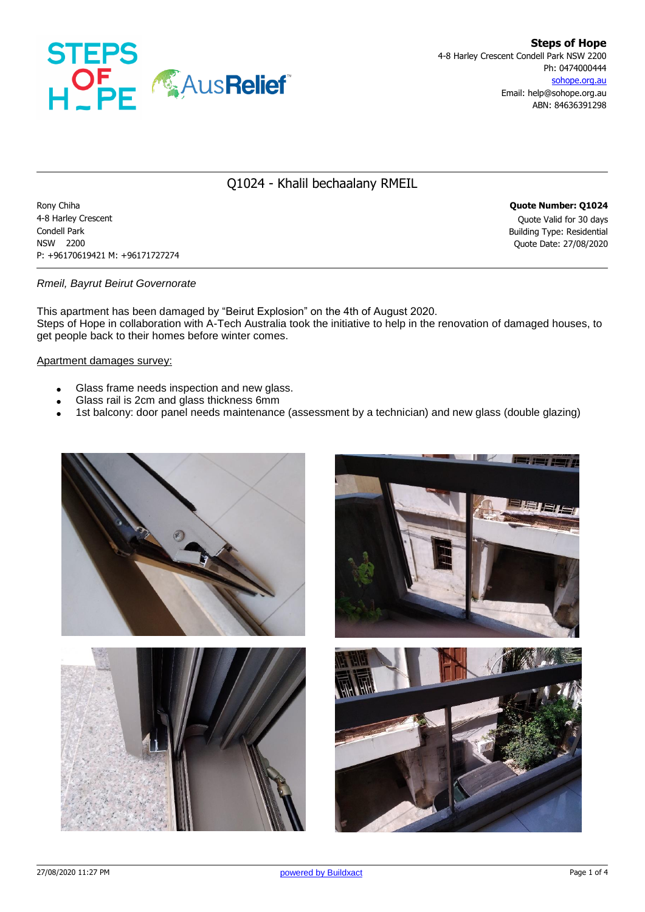**Steps of Hope**
4-8 Harley Crescent Condell Park NSW 2200
Ph: 0474000444
sohope.org.au
Email: help@sohope.org.au
ABN: 84636391298

# Q1024 - Khalil bechaalany RMEIL

Rony Chiha
4-8 Harley Crescent
Condell Park
NSW 2200
P: +96170619421 M: +96171727274

**Quote Number: Q1024**
Quote Valid for 30 days
Building Type: Residential
Quote Date: 27/08/2020

*Rmeil, Bayrut Beirut Governorate*

This apartment has been damaged by “Beirut Explosion” on the 4th of August 2020.
Steps of Hope in collaboration with A-Tech Australia took the initiative to help in the renovation of damaged houses, to get people back to their homes before winter comes.

Apartment damages survey:

- Glass frame needs inspection and new glass.
- Glass rail is 2cm and glass thickness 6mm
- 1st balcony: door panel needs maintenance (assessment by a technician) and new glass (double glazing)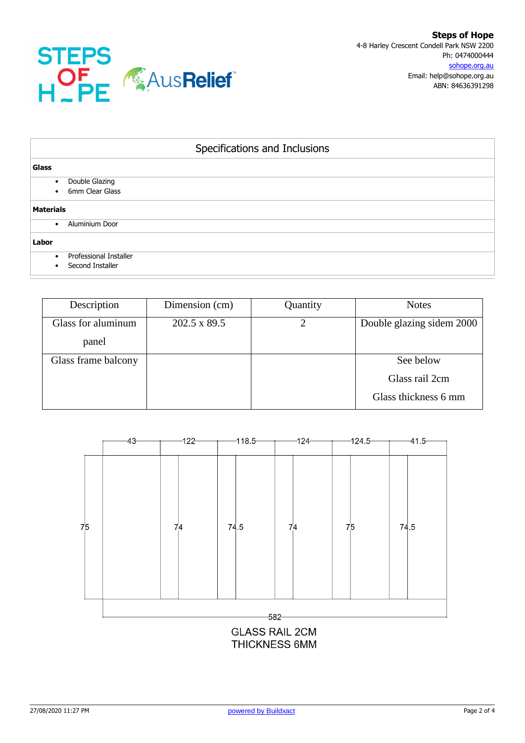**Steps of Hope**
4-8 Harley Crescent Condell Park NSW 2200
Ph: 0474000444
sohope.org.au
Email: help@sohope.org.au
ABN: 84636391298

## Specifications and Inclusions

**Glass**

- Double Glazing
- 6mm Clear Glass

**Materials**

- Aluminium Door

**Labor**

- Professional Installer
- Second Installer

| Description | Dimension (cm) | Quantity | Notes |
|---|---|---|---|
| Glass for aluminum panel | 202.5 x 89.5 | 2 | Double glazing sidem 2000 |
| Glass frame balcony | | | See below<br>Glass rail 2cm<br>Glass thickness 6 mm |

43 — 122 — 118.5 — 124 — 124.5 — 41.5

75 — 74 — 74.5 — 74 — 75 — 74.5

582

GLASS RAIL 2CM
THICKNESS 6MM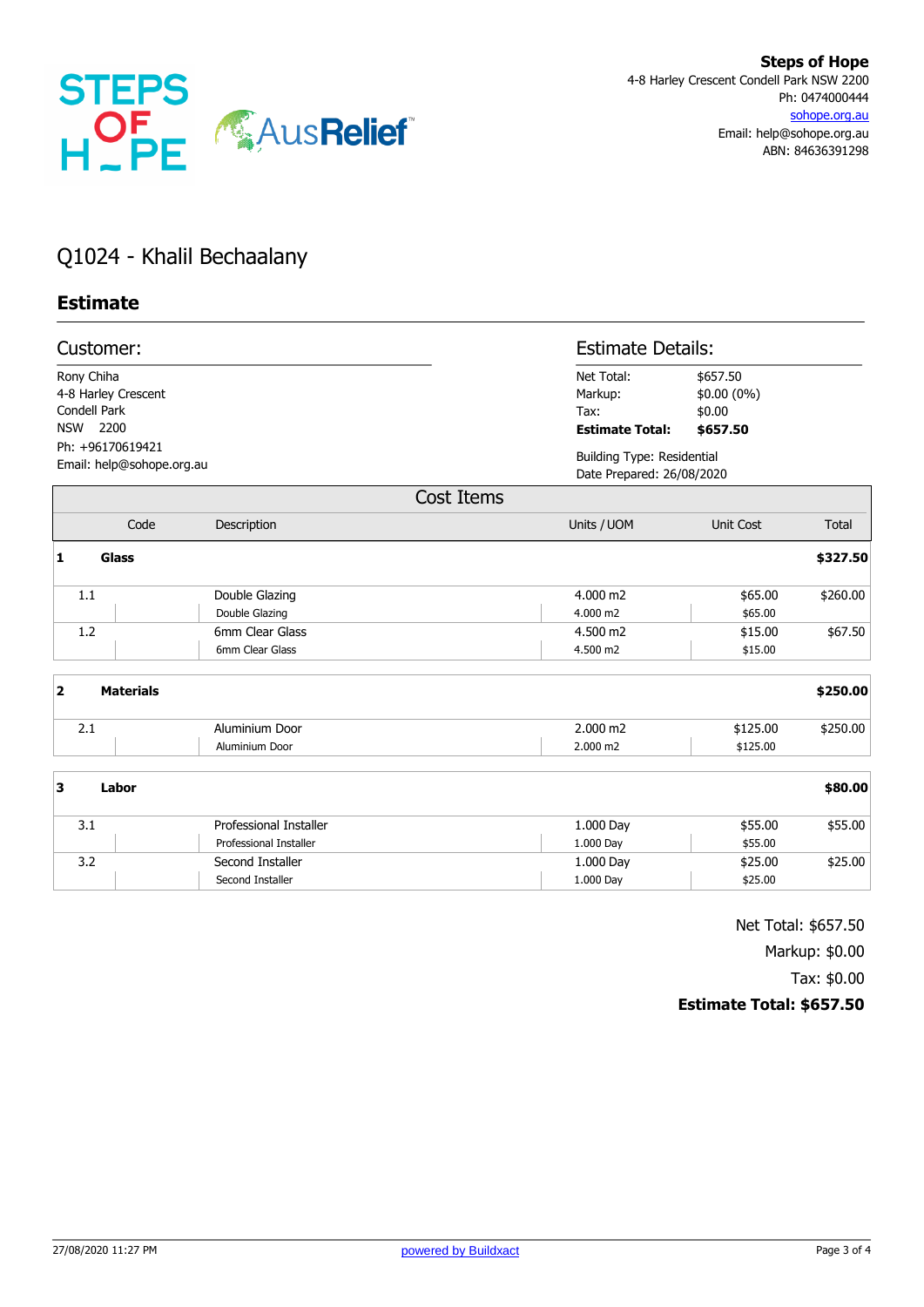**Steps of Hope**
4-8 Harley Crescent Condell Park NSW 2200
Ph: 0474000444
sohope.org.au
Email: help@sohope.org.au
ABN: 84636391298

# Q1024 - Khalil Bechaalany

## Estimate

### Customer:

Rony Chiha
4-8 Harley Crescent
Condell Park
NSW 2200
Ph: +96170619421
Email: help@sohope.org.au

### Estimate Details:

| | |
|---|---|
| Net Total: | $657.50 |
| Markup: | $0.00 (0%) |
| Tax: | $0.00 |
| **Estimate Total:** | **$657.50** |

Building Type: Residential
Date Prepared: 26/08/2020

### Cost Items

| Code | Description | Units / UOM | Unit Cost | Total |
|---|---|---|---|---|
| **1** | **Glass** | | | **$327.50** |
| 1.1 | Double Glazing | 4.000 m2 | $65.00 | $260.00 |
| | Double Glazing | 4.000 m2 | $65.00 | |
| 1.2 | 6mm Clear Glass | 4.500 m2 | $15.00 | $67.50 |
| | 6mm Clear Glass | 4.500 m2 | $15.00 | |
| **2** | **Materials** | | | **$250.00** |
| 2.1 | Aluminium Door | 2.000 m2 | $125.00 | $250.00 |
| | Aluminium Door | 2.000 m2 | $125.00 | |
| **3** | **Labor** | | | **$80.00** |
| 3.1 | Professional Installer | 1.000 Day | $55.00 | $55.00 |
| | Professional Installer | 1.000 Day | $55.00 | |
| 3.2 | Second Installer | 1.000 Day | $25.00 | $25.00 |
| | Second Installer | 1.000 Day | $25.00 | |

Net Total: $657.50
Markup: $0.00
Tax: $0.00
**Estimate Total: $657.50**

27/08/2020 11:27 PM powered by Buildxact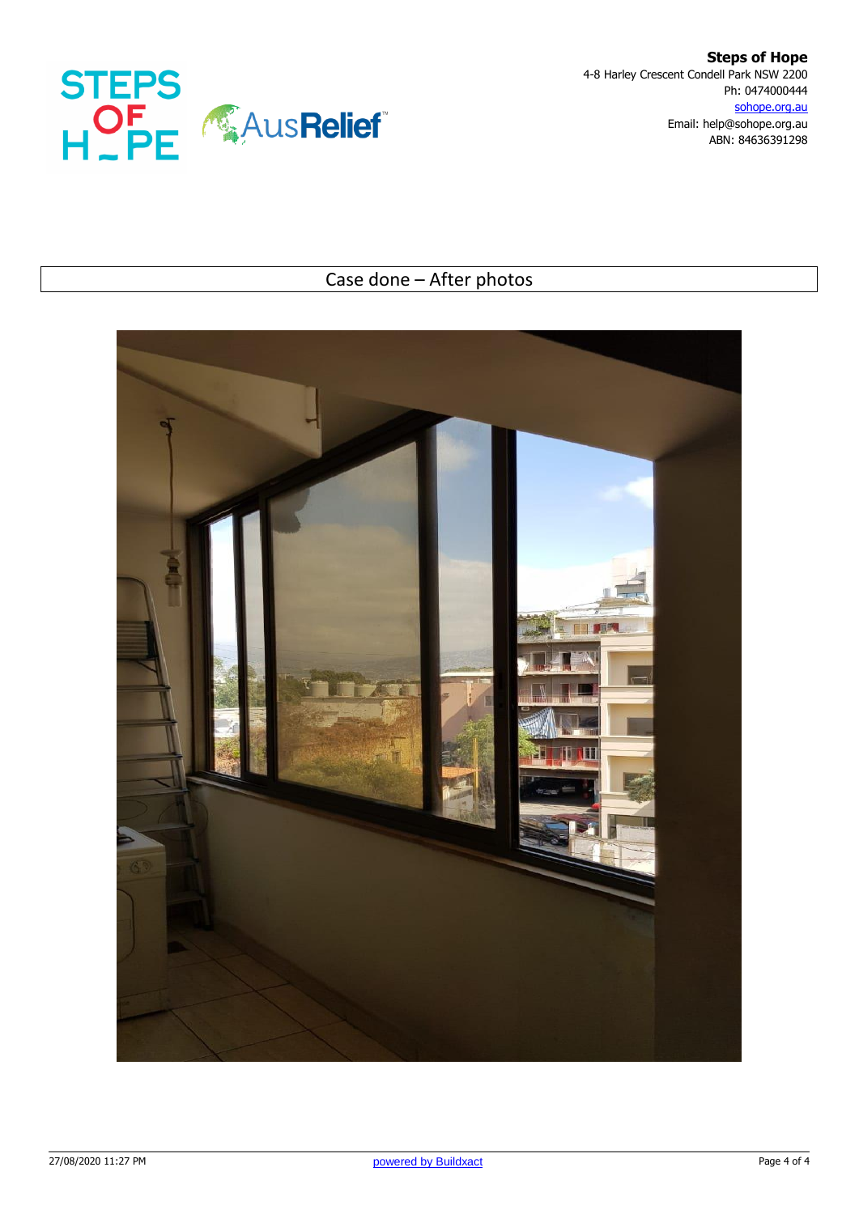**Steps of Hope**
4-8 Harley Crescent Condell Park NSW 2200
Ph: 0474000444
sohope.org.au
Email: help@sohope.org.au
ABN: 84636391298

## Case done – After photos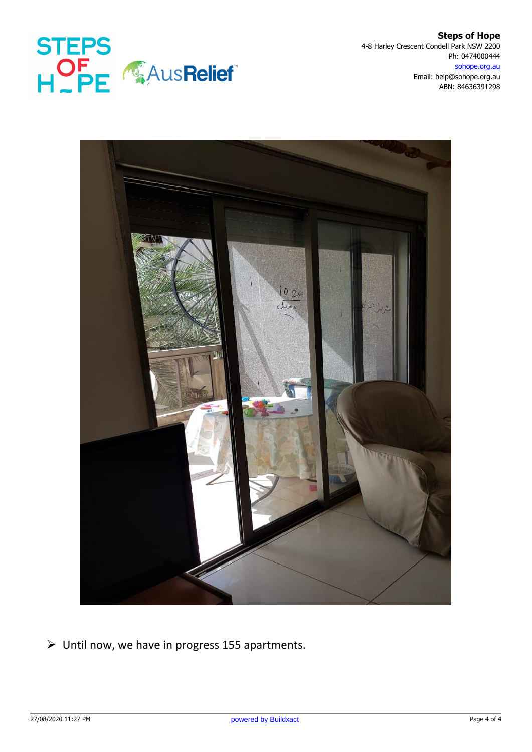- Until now, we have in progress 155 apartments.